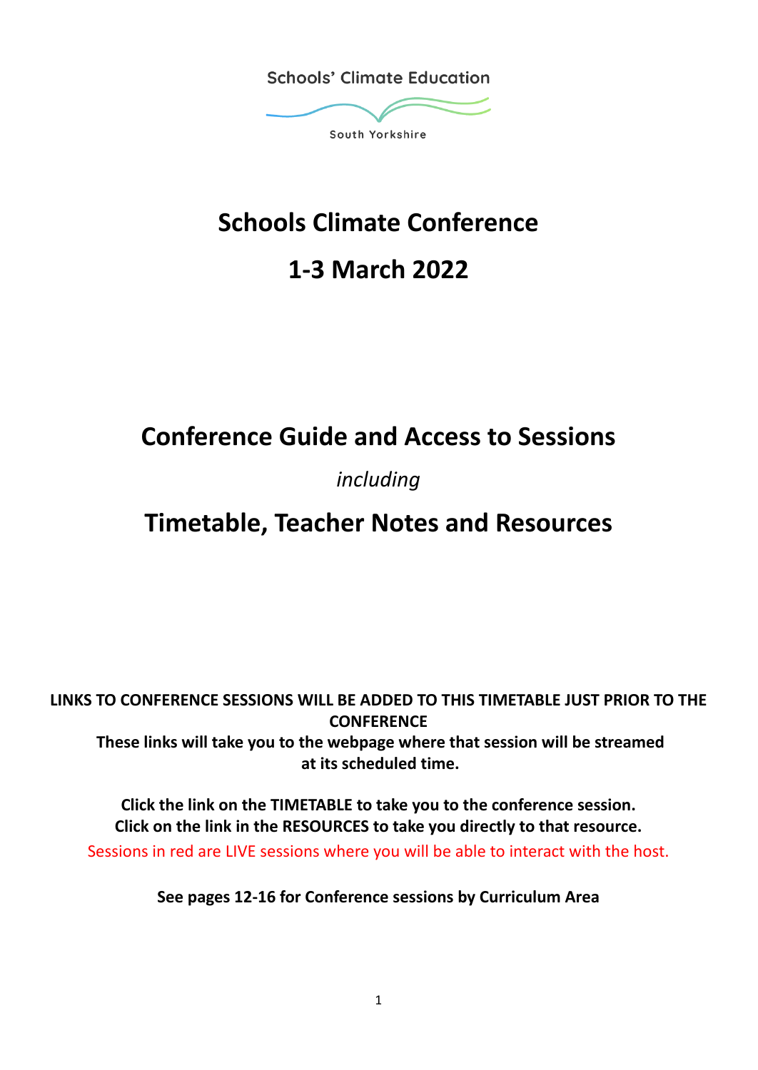Schools' Climate Education

South Yorkshire

# Schools Climate Conference

# 1-3 March 2022

## Conference Guide and Access to Sessions

*including*

## Timetable, Teacher Notes and Resources

**LINKS TO CONFERENCE SESSIONS WILL BE ADDED TO THIS TIMETABLE JUST PRIOR TO THE CONFERENCE**
**These links will take you to the webpage where that session will be streamed at its scheduled time.**

**Click the link on the TIMETABLE to take you to the conference session.**
**Click on the link in the RESOURCES to take you directly to that resource.**
Sessions in red are LIVE sessions where you will be able to interact with the host.

**See pages 12-16 for Conference sessions by Curriculum Area**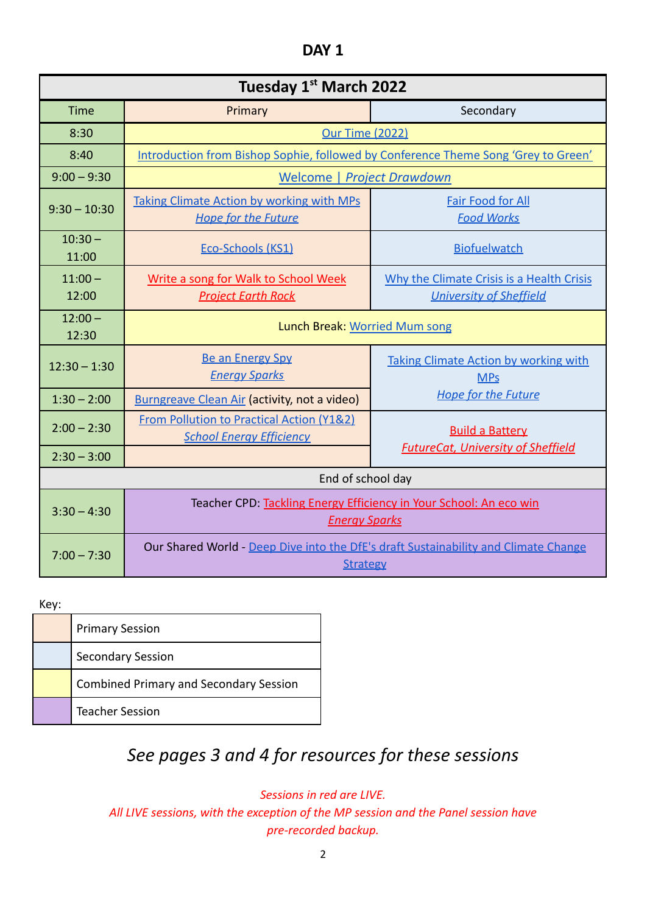# DAY 1

| Tuesday 1st March 2022 | | |
|---|---|---|
| Time | Primary | Secondary |
| 8:30 | Our Time (2022) | |
| 8:40 | Introduction from Bishop Sophie, followed by Conference Theme Song 'Grey to Green' | |
| 9:00 – 9:30 | Welcome \| *Project Drawdown* | |
| 9:30 – 10:30 | Taking Climate Action by working with MPs *Hope for the Future* | Fair Food for All *Food Works* |
| 10:30 – 11:00 | Eco-Schools (KS1) | Biofuelwatch |
| 11:00 – 12:00 | Write a song for Walk to School Week *Project Earth Rock* | Why the Climate Crisis is a Health Crisis *University of Sheffield* |
| 12:00 – 12:30 | Lunch Break: Worried Mum song | |
| 12:30 – 1:30 | Be an Energy Spy *Energy Sparks* | Taking Climate Action by working with MPs *Hope for the Future* |
| 1:30 – 2:00 | Burngreave Clean Air (activity, not a video) | |
| 2:00 – 2:30 | From Pollution to Practical Action (Y1&2) *School Energy Efficiency* | Build a Battery *FutureCat, University of Sheffield* |
| 2:30 – 3:00 | | |
| End of school day | | |
| 3:30 – 4:30 | Teacher CPD: Tackling Energy Efficiency in Your School: An eco win *Energy Sparks* | |
| 7:00 – 7:30 | Our Shared World - Deep Dive into the DfE's draft Sustainability and Climate Change Strategy | |

Key:

| Colour | Session type |
|---|---|
| (peach) | Primary Session |
| (light blue) | Secondary Session |
| (yellow) | Combined Primary and Secondary Session |
| (purple) | Teacher Session |

*See pages 3 and 4 for resources for these sessions*

*Sessions in red are LIVE.*
*All LIVE sessions, with the exception of the MP session and the Panel session have pre-recorded backup.*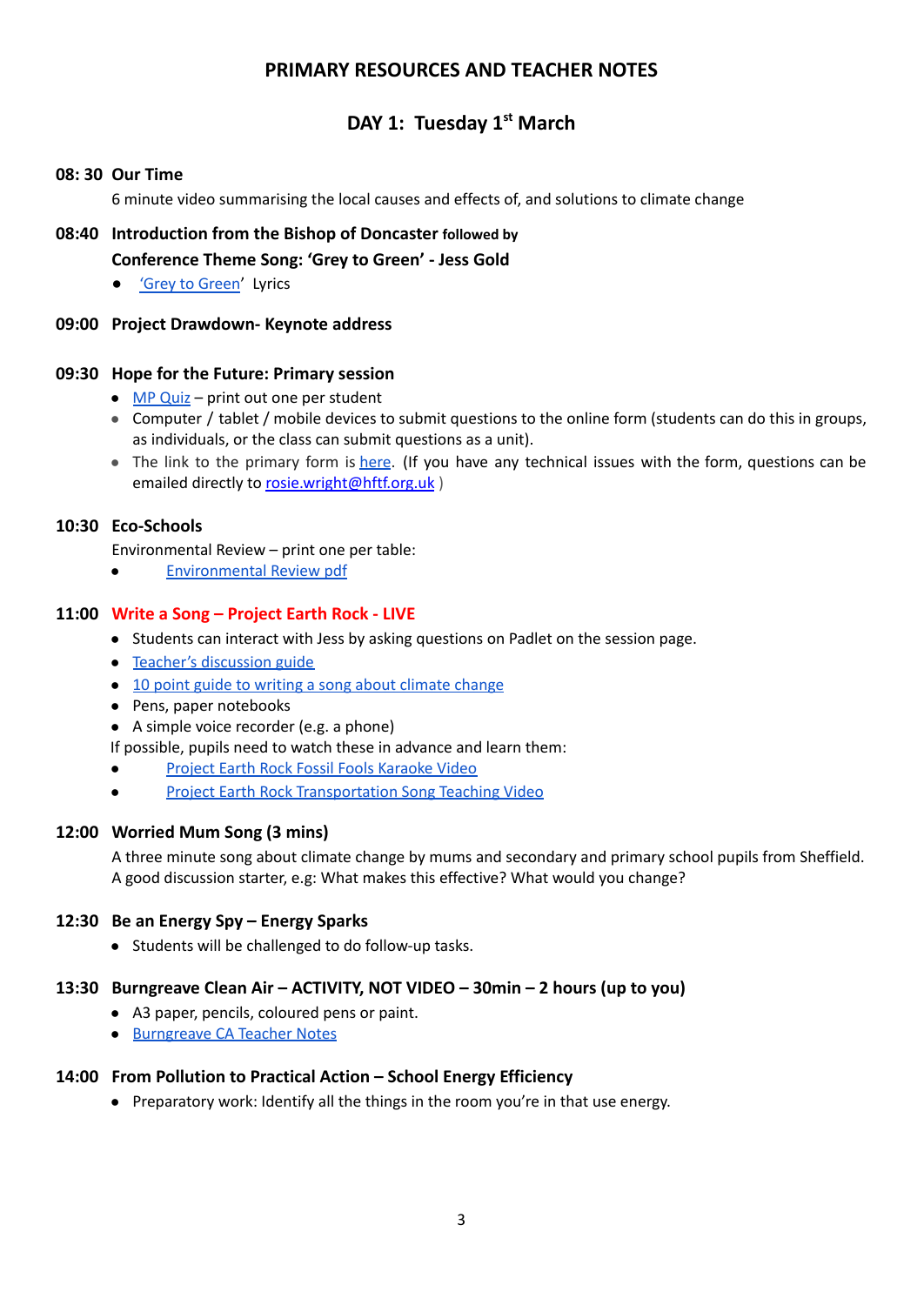# PRIMARY RESOURCES AND TEACHER NOTES

## DAY 1: Tuesday 1st March

**08: 30 Our Time**

6 minute video summarising the local causes and effects of, and solutions to climate change

**08:40 Introduction from the Bishop of Doncaster followed by**

**Conference Theme Song: 'Grey to Green' - Jess Gold**

- 'Grey to Green' Lyrics

**09:00 Project Drawdown- Keynote address**

**09:30 Hope for the Future: Primary session**

- MP Quiz – print out one per student
- Computer / tablet / mobile devices to submit questions to the online form (students can do this in groups, as individuals, or the class can submit questions as a unit).
- The link to the primary form is here. (If you have any technical issues with the form, questions can be emailed directly to rosie.wright@hftf.org.uk )

**10:30 Eco-Schools**

Environmental Review – print one per table:

- Environmental Review pdf

**11:00 Write a Song – Project Earth Rock - LIVE**

- Students can interact with Jess by asking questions on Padlet on the session page.
- Teacher's discussion guide
- 10 point guide to writing a song about climate change
- Pens, paper notebooks
- A simple voice recorder (e.g. a phone)

If possible, pupils need to watch these in advance and learn them:

- Project Earth Rock Fossil Fools Karaoke Video
- Project Earth Rock Transportation Song Teaching Video

**12:00 Worried Mum Song (3 mins)**

A three minute song about climate change by mums and secondary and primary school pupils from Sheffield. A good discussion starter, e.g: What makes this effective? What would you change?

**12:30 Be an Energy Spy – Energy Sparks**

- Students will be challenged to do follow-up tasks.

**13:30 Burngreave Clean Air – ACTIVITY, NOT VIDEO – 30min – 2 hours (up to you)**

- A3 paper, pencils, coloured pens or paint.
- Burngreave CA Teacher Notes

**14:00 From Pollution to Practical Action – School Energy Efficiency**

- Preparatory work: Identify all the things in the room you're in that use energy.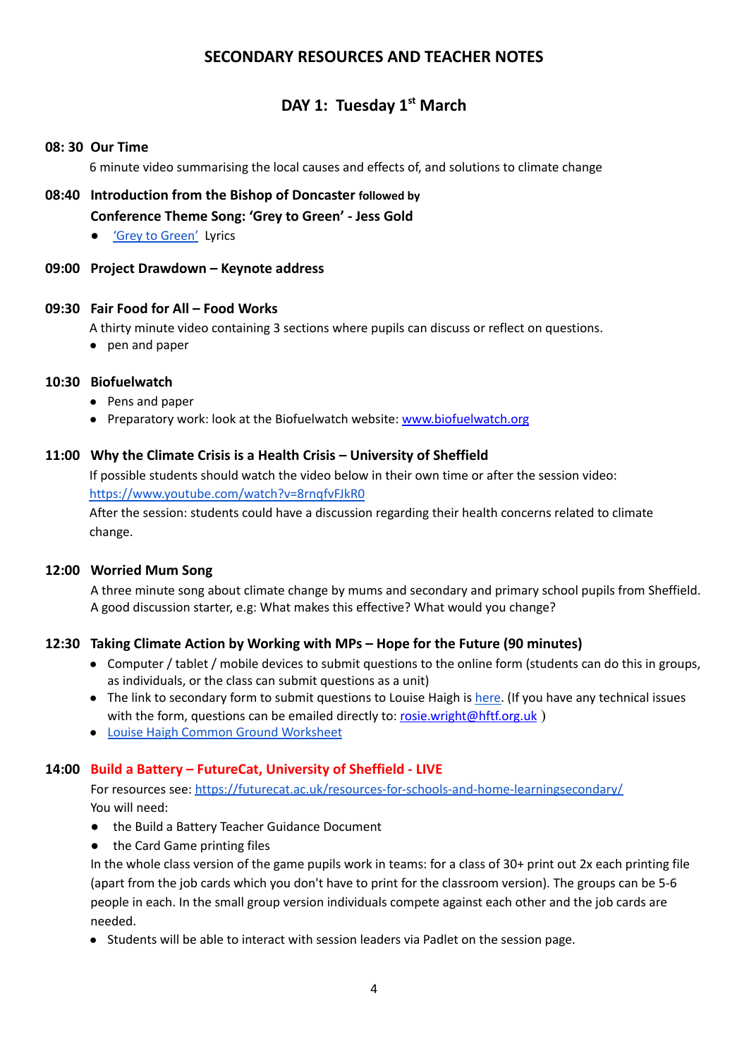## SECONDARY RESOURCES AND TEACHER NOTES

### DAY 1: Tuesday 1st March

**08: 30 Our Time**

6 minute video summarising the local causes and effects of, and solutions to climate change

**08:40 Introduction from the Bishop of Doncaster followed by**

**Conference Theme Song: 'Grey to Green' - Jess Gold**

- 'Grey to Green' Lyrics

**09:00 Project Drawdown – Keynote address**

**09:30 Fair Food for All – Food Works**

A thirty minute video containing 3 sections where pupils can discuss or reflect on questions.

- pen and paper

**10:30 Biofuelwatch**

- Pens and paper
- Preparatory work: look at the Biofuelwatch website: www.biofuelwatch.org

**11:00 Why the Climate Crisis is a Health Crisis – University of Sheffield**

If possible students should watch the video below in their own time or after the session video: https://www.youtube.com/watch?v=8rnqfvFJkR0

After the session: students could have a discussion regarding their health concerns related to climate change.

**12:00 Worried Mum Song**

A three minute song about climate change by mums and secondary and primary school pupils from Sheffield. A good discussion starter, e.g: What makes this effective? What would you change?

**12:30 Taking Climate Action by Working with MPs – Hope for the Future (90 minutes)**

- Computer / tablet / mobile devices to submit questions to the online form (students can do this in groups, as individuals, or the class can submit questions as a unit)
- The link to secondary form to submit questions to Louise Haigh is here. (If you have any technical issues with the form, questions can be emailed directly to: rosie.wright@hftf.org.uk )
- Louise Haigh Common Ground Worksheet

**14:00 Build a Battery – FutureCat, University of Sheffield - LIVE**

For resources see: https://futurecat.ac.uk/resources-for-schools-and-home-learningsecondary/

You will need:

- the Build a Battery Teacher Guidance Document
- the Card Game printing files

In the whole class version of the game pupils work in teams: for a class of 30+ print out 2x each printing file (apart from the job cards which you don't have to print for the classroom version). The groups can be 5-6 people in each. In the small group version individuals compete against each other and the job cards are needed.

- Students will be able to interact with session leaders via Padlet on the session page.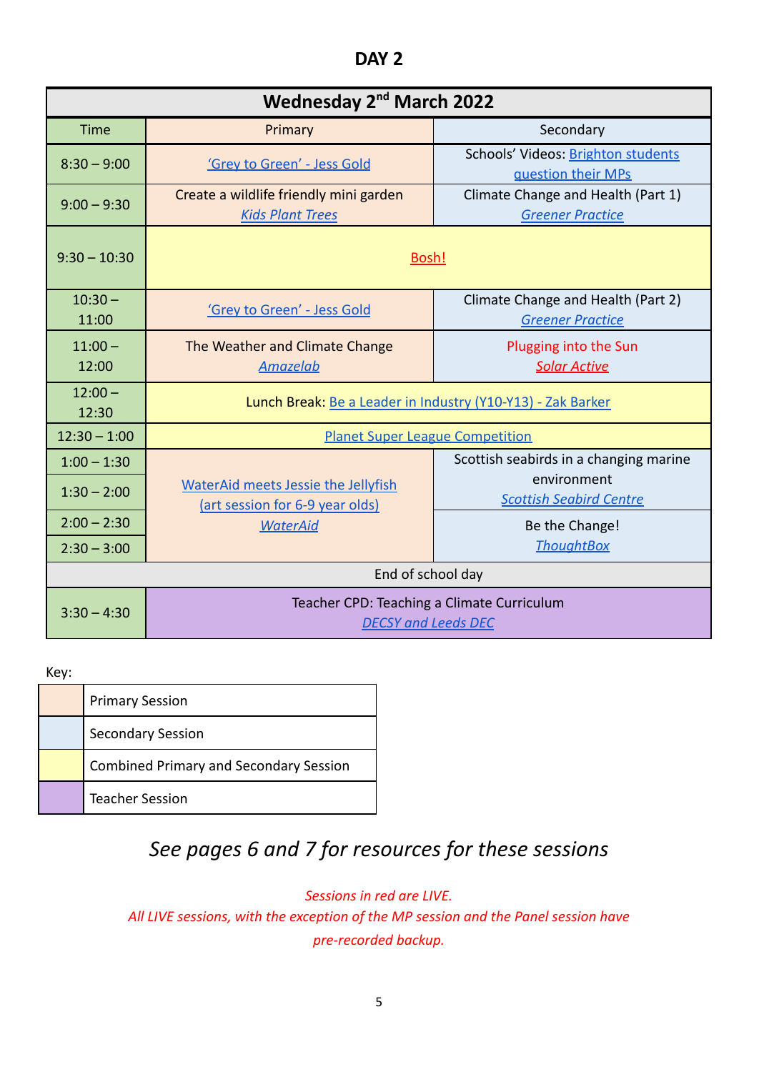# DAY 2

| Wednesday 2nd March 2022 | | |
|---|---|---|
| Time | Primary | Secondary |
| 8:30 – 9:00 | 'Grey to Green' - Jess Gold | Schools' Videos: Brighton students question their MPs |
| 9:00 – 9:30 | Create a wildlife friendly mini garden *Kids Plant Trees* | Climate Change and Health (Part 1) *Greener Practice* |
| 9:30 – 10:30 | Bosh! | |
| 10:30 – 11:00 | 'Grey to Green' - Jess Gold | Climate Change and Health (Part 2) *Greener Practice* |
| 11:00 – 12:00 | The Weather and Climate Change *Amazelab* | Plugging into the Sun *Solar Active* |
| 12:00 – 12:30 | Lunch Break: Be a Leader in Industry (Y10-Y13) - Zak Barker | |
| 12:30 – 1:00 | Planet Super League Competition | |
| 1:00 – 1:30 | WaterAid meets Jessie the Jellyfish (art session for 6-9 year olds) *WaterAid* | Scottish seabirds in a changing marine environment *Scottish Seabird Centre* |
| 1:30 – 2:00 | | |
| 2:00 – 2:30 | | Be the Change! *ThoughtBox* |
| 2:30 – 3:00 | | |
| End of school day | | |
| 3:30 – 4:30 | Teacher CPD: Teaching a Climate Curriculum *DECSY and Leeds DEC* | |

Key:

| Colour | Session |
|---|---|
| (peach) | Primary Session |
| (blue) | Secondary Session |
| (yellow) | Combined Primary and Secondary Session |
| (purple) | Teacher Session |

*See pages 6 and 7 for resources for these sessions*

*Sessions in red are LIVE.*
*All LIVE sessions, with the exception of the MP session and the Panel session have pre-recorded backup.*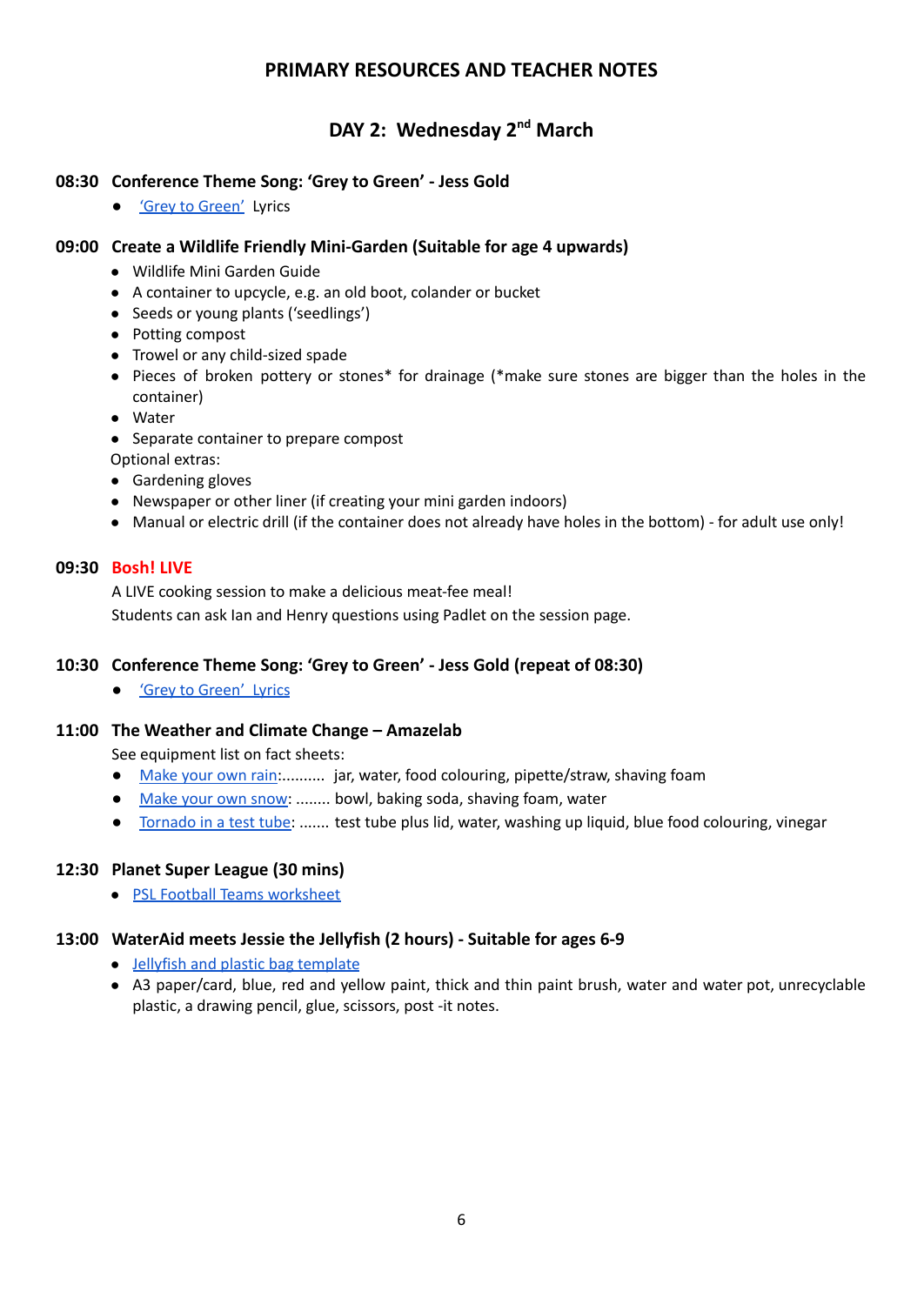# PRIMARY RESOURCES AND TEACHER NOTES

## DAY 2: Wednesday 2nd March

### 08:30 Conference Theme Song: 'Grey to Green' - Jess Gold

- 'Grey to Green' Lyrics

### 09:00 Create a Wildlife Friendly Mini-Garden (Suitable for age 4 upwards)

- Wildlife Mini Garden Guide
- A container to upcycle, e.g. an old boot, colander or bucket
- Seeds or young plants ('seedlings')
- Potting compost
- Trowel or any child-sized spade
- Pieces of broken pottery or stones* for drainage (*make sure stones are bigger than the holes in the container)
- Water
- Separate container to prepare compost

Optional extras:

- Gardening gloves
- Newspaper or other liner (if creating your mini garden indoors)
- Manual or electric drill (if the container does not already have holes in the bottom) - for adult use only!

### 09:30 Bosh! LIVE

A LIVE cooking session to make a delicious meat-fee meal!
Students can ask Ian and Henry questions using Padlet on the session page.

### 10:30 Conference Theme Song: 'Grey to Green' - Jess Gold (repeat of 08:30)

- 'Grey to Green' Lyrics

### 11:00 The Weather and Climate Change – Amazelab

See equipment list on fact sheets:

- Make your own rain:.......... jar, water, food colouring, pipette/straw, shaving foam
- Make your own snow: ........ bowl, baking soda, shaving foam, water
- Tornado in a test tube: ....... test tube plus lid, water, washing up liquid, blue food colouring, vinegar

### 12:30 Planet Super League (30 mins)

- PSL Football Teams worksheet

### 13:00 WaterAid meets Jessie the Jellyfish (2 hours) - Suitable for ages 6-9

- Jellyfish and plastic bag template
- A3 paper/card, blue, red and yellow paint, thick and thin paint brush, water and water pot, unrecyclable plastic, a drawing pencil, glue, scissors, post -it notes.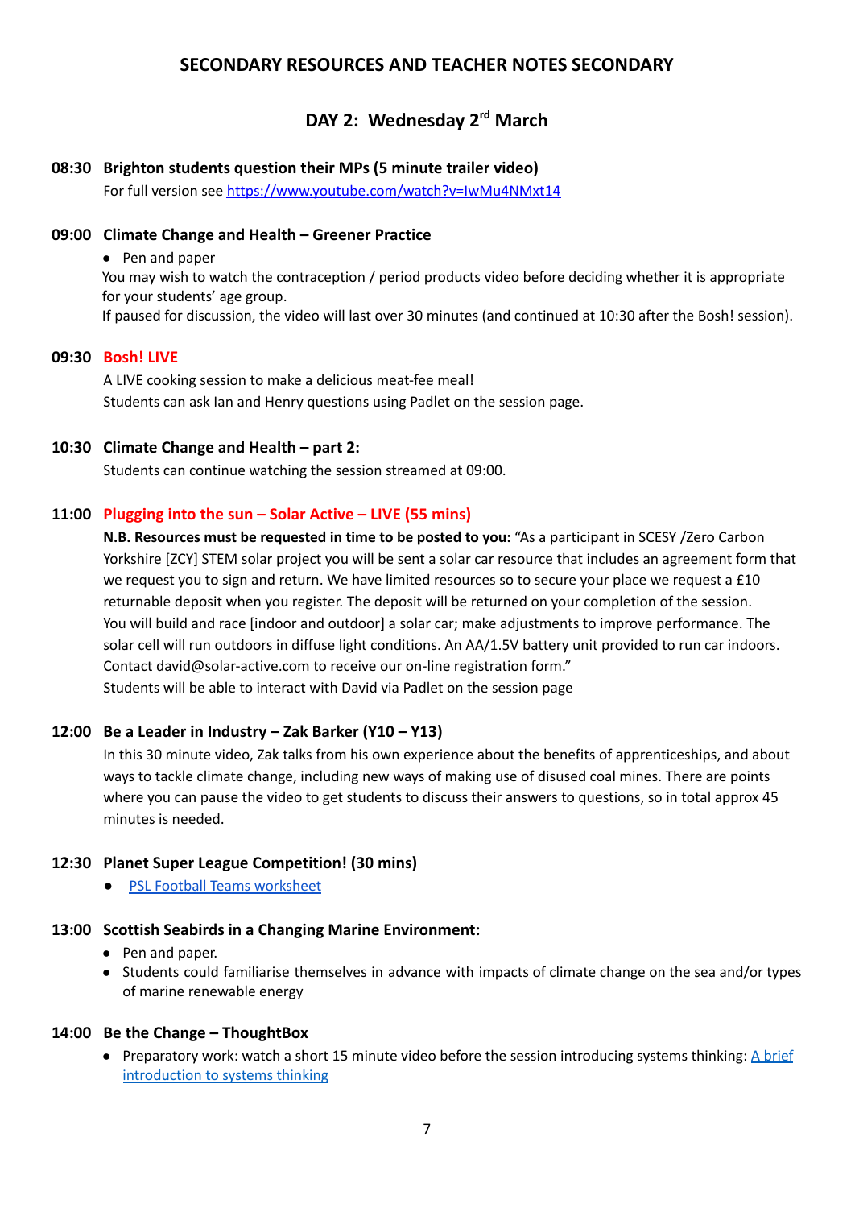## SECONDARY RESOURCES AND TEACHER NOTES SECONDARY

### DAY 2: Wednesday 2rd March

**08:30 Brighton students question their MPs (5 minute trailer video)**

For full version see https://www.youtube.com/watch?v=IwMu4NMxt14

**09:00 Climate Change and Health – Greener Practice**

- Pen and paper

You may wish to watch the contraception / period products video before deciding whether it is appropriate for your students' age group.

If paused for discussion, the video will last over 30 minutes (and continued at 10:30 after the Bosh! session).

**09:30 Bosh! LIVE**

A LIVE cooking session to make a delicious meat-fee meal!

Students can ask Ian and Henry questions using Padlet on the session page.

**10:30 Climate Change and Health – part 2:**

Students can continue watching the session streamed at 09:00.

**11:00 Plugging into the sun – Solar Active – LIVE (55 mins)**

**N.B. Resources must be requested in time to be posted to you:** "As a participant in SCESY /Zero Carbon Yorkshire [ZCY] STEM solar project you will be sent a solar car resource that includes an agreement form that we request you to sign and return. We have limited resources so to secure your place we request a £10 returnable deposit when you register. The deposit will be returned on your completion of the session. You will build and race [indoor and outdoor] a solar car; make adjustments to improve performance. The solar cell will run outdoors in diffuse light conditions. An AA/1.5V battery unit provided to run car indoors. Contact david@solar-active.com to receive our on-line registration form."

Students will be able to interact with David via Padlet on the session page

**12:00 Be a Leader in Industry – Zak Barker (Y10 – Y13)**

In this 30 minute video, Zak talks from his own experience about the benefits of apprenticeships, and about ways to tackle climate change, including new ways of making use of disused coal mines. There are points where you can pause the video to get students to discuss their answers to questions, so in total approx 45 minutes is needed.

**12:30 Planet Super League Competition! (30 mins)**

- PSL Football Teams worksheet

**13:00 Scottish Seabirds in a Changing Marine Environment:**

- Pen and paper.
- Students could familiarise themselves in advance with impacts of climate change on the sea and/or types of marine renewable energy

**14:00 Be the Change – ThoughtBox**

- Preparatory work: watch a short 15 minute video before the session introducing systems thinking: A brief introduction to systems thinking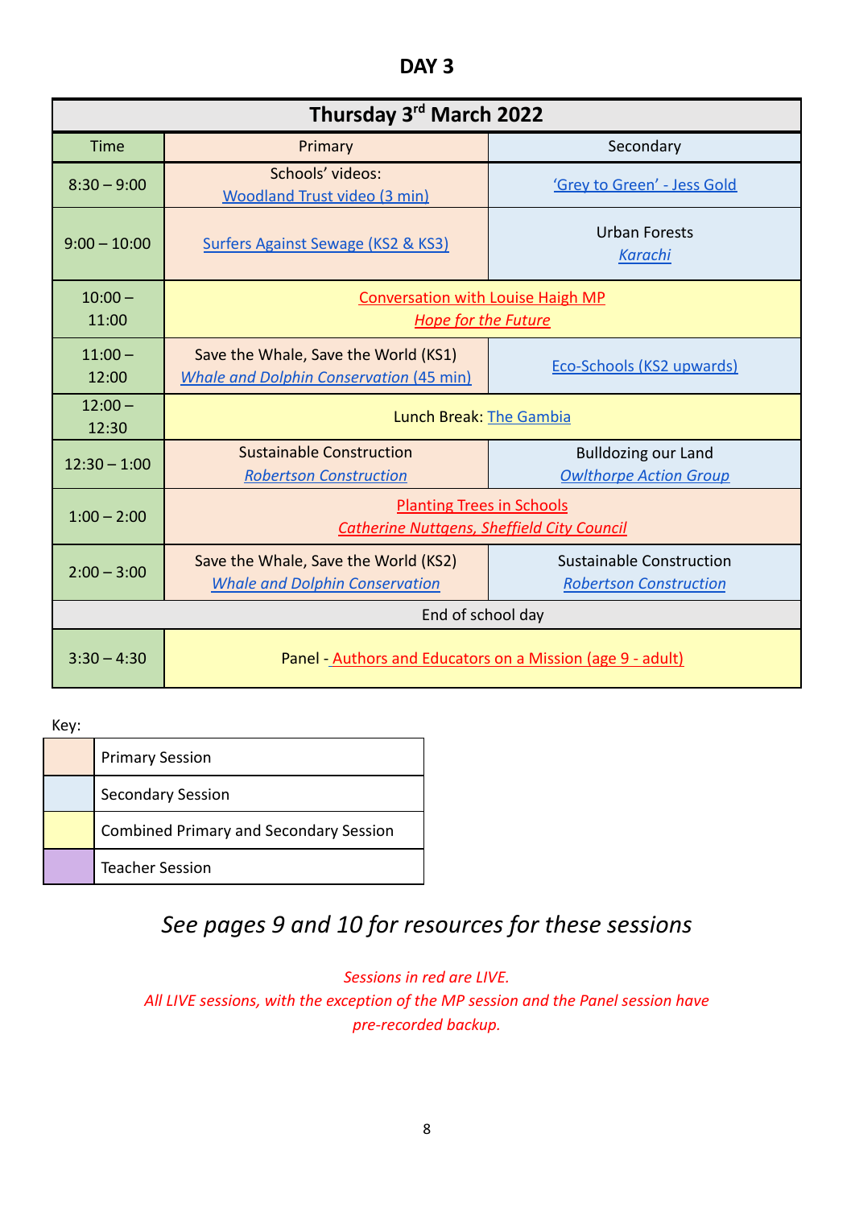# DAY 3

| Thursday 3rd March 2022 | | |
|---|---|---|
| Time | Primary | Secondary |
| 8:30 – 9:00 | Schools' videos: Woodland Trust video (3 min) | 'Grey to Green' - Jess Gold |
| 9:00 – 10:00 | Surfers Against Sewage (KS2 & KS3) | Urban Forests *Karachi* |
| 10:00 – 11:00 | Conversation with Louise Haigh MP *Hope for the Future* | |
| 11:00 – 12:00 | Save the Whale, Save the World (KS1) *Whale and Dolphin Conservation* (45 min) | Eco-Schools (KS2 upwards) |
| 12:00 – 12:30 | Lunch Break: The Gambia | |
| 12:30 – 1:00 | Sustainable Construction *Robertson Construction* | Bulldozing our Land *Owlthorpe Action Group* |
| 1:00 – 2:00 | Planting Trees in Schools *Catherine Nuttgens, Sheffield City Council* | |
| 2:00 – 3:00 | Save the Whale, Save the World (KS2) *Whale and Dolphin Conservation* | Sustainable Construction *Robertson Construction* |
| End of school day | | |
| 3:30 – 4:30 | Panel - Authors and Educators on a Mission (age 9 - adult) | |

Key:

| | |
|---|---|
| (peach) | Primary Session |
| (blue) | Secondary Session |
| (yellow) | Combined Primary and Secondary Session |
| (purple) | Teacher Session |

*See pages 9 and 10 for resources for these sessions*

*Sessions in red are LIVE.*
*All LIVE sessions, with the exception of the MP session and the Panel session have pre-recorded backup.*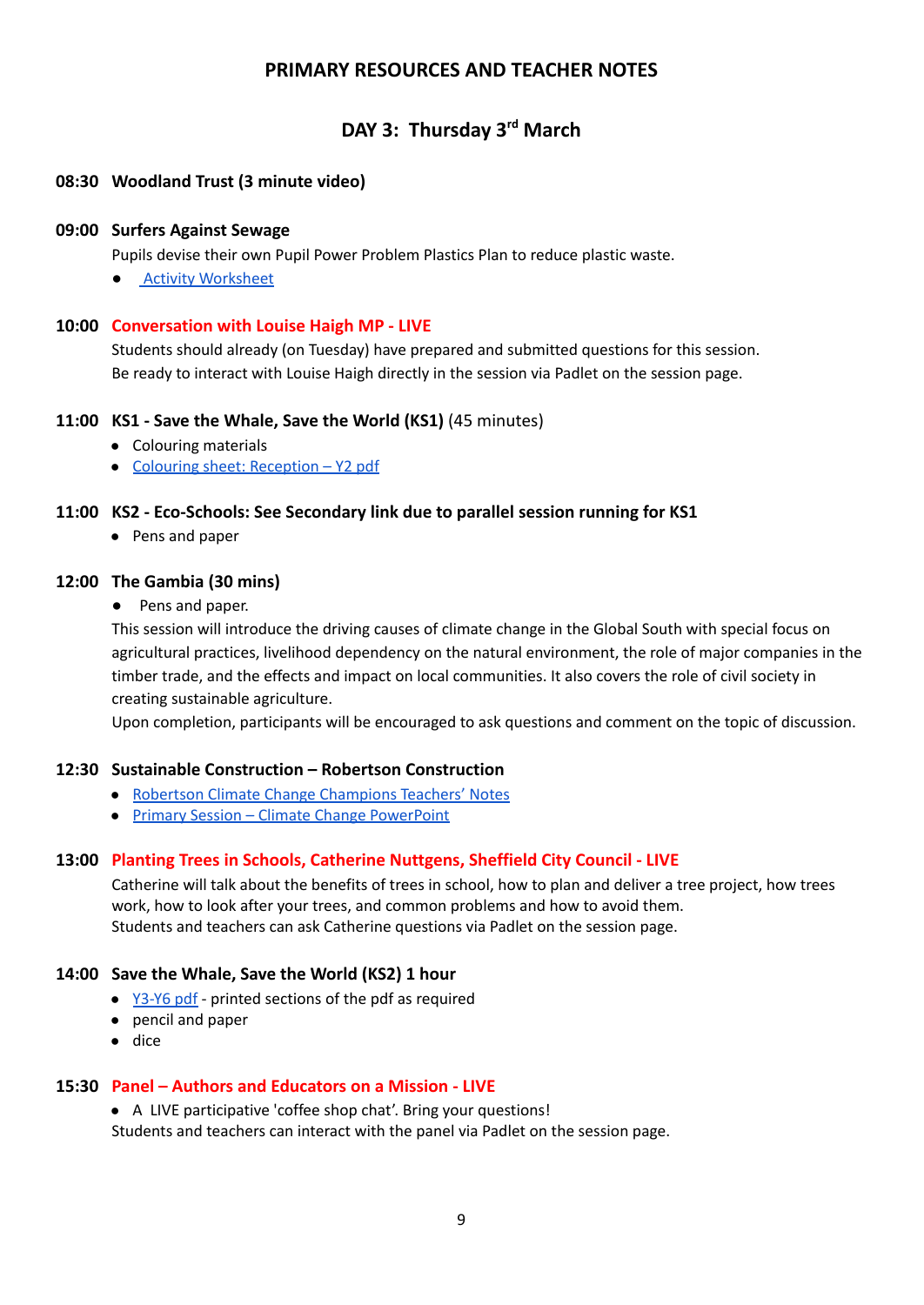## PRIMARY RESOURCES AND TEACHER NOTES

### DAY 3: Thursday 3rd March

**08:30 Woodland Trust (3 minute video)**

**09:00 Surfers Against Sewage**

Pupils devise their own Pupil Power Problem Plastics Plan to reduce plastic waste.

- Activity Worksheet

**10:00 Conversation with Louise Haigh MP - LIVE**

Students should already (on Tuesday) have prepared and submitted questions for this session.
Be ready to interact with Louise Haigh directly in the session via Padlet on the session page.

**11:00 KS1 - Save the Whale, Save the World (KS1)** (45 minutes)

- Colouring materials
- Colouring sheet: Reception – Y2 pdf

**11:00 KS2 - Eco-Schools: See Secondary link due to parallel session running for KS1**

- Pens and paper

**12:00 The Gambia (30 mins)**

- Pens and paper.

This session will introduce the driving causes of climate change in the Global South with special focus on agricultural practices, livelihood dependency on the natural environment, the role of major companies in the timber trade, and the effects and impact on local communities. It also covers the role of civil society in creating sustainable agriculture.
Upon completion, participants will be encouraged to ask questions and comment on the topic of discussion.

**12:30 Sustainable Construction – Robertson Construction**

- Robertson Climate Change Champions Teachers' Notes
- Primary Session – Climate Change PowerPoint

**13:00 Planting Trees in Schools, Catherine Nuttgens, Sheffield City Council - LIVE**

Catherine will talk about the benefits of trees in school, how to plan and deliver a tree project, how trees work, how to look after your trees, and common problems and how to avoid them.
Students and teachers can ask Catherine questions via Padlet on the session page.

**14:00 Save the Whale, Save the World (KS2) 1 hour**

- Y3-Y6 pdf - printed sections of the pdf as required
- pencil and paper
- dice

**15:30 Panel – Authors and Educators on a Mission - LIVE**

- A LIVE participative 'coffee shop chat'. Bring your questions!

Students and teachers can interact with the panel via Padlet on the session page.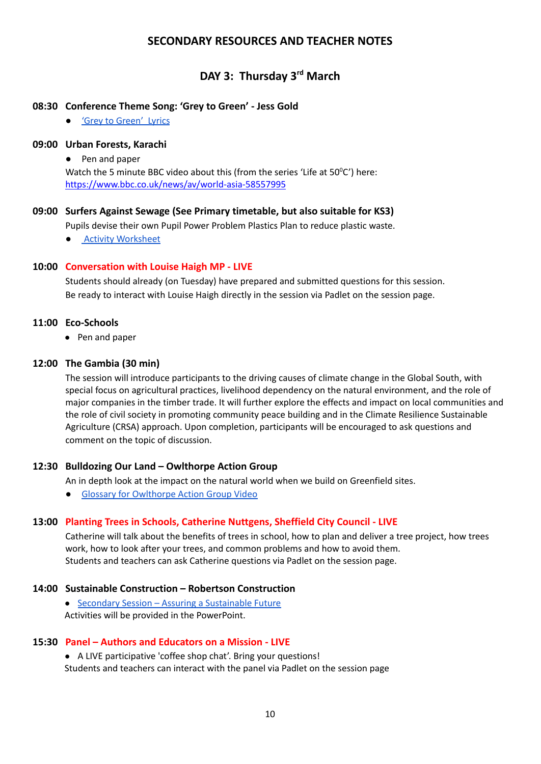# SECONDARY RESOURCES AND TEACHER NOTES

## DAY 3: Thursday 3rd March

### 08:30 Conference Theme Song: 'Grey to Green' - Jess Gold

- ['Grey to Green' Lyrics]

### 09:00 Urban Forests, Karachi

- Pen and paper

Watch the 5 minute BBC video about this (from the series 'Life at 50$^0$C') here: https://www.bbc.co.uk/news/av/world-asia-58557995

### 09:00 Surfers Against Sewage (See Primary timetable, but also suitable for KS3)

Pupils devise their own Pupil Power Problem Plastics Plan to reduce plastic waste.

- Activity Worksheet

### 10:00 Conversation with Louise Haigh MP - LIVE

Students should already (on Tuesday) have prepared and submitted questions for this session.
Be ready to interact with Louise Haigh directly in the session via Padlet on the session page.

### 11:00 Eco-Schools

- Pen and paper

### 12:00 The Gambia (30 min)

The session will introduce participants to the driving causes of climate change in the Global South, with special focus on agricultural practices, livelihood dependency on the natural environment, and the role of major companies in the timber trade. It will further explore the effects and impact on local communities and the role of civil society in promoting community peace building and in the Climate Resilience Sustainable Agriculture (CRSA) approach. Upon completion, participants will be encouraged to ask questions and comment on the topic of discussion.

### 12:30 Bulldozing Our Land – Owlthorpe Action Group

An in depth look at the impact on the natural world when we build on Greenfield sites.

- Glossary for Owlthorpe Action Group Video

### 13:00 Planting Trees in Schools, Catherine Nuttgens, Sheffield City Council - LIVE

Catherine will talk about the benefits of trees in school, how to plan and deliver a tree project, how trees work, how to look after your trees, and common problems and how to avoid them.
Students and teachers can ask Catherine questions via Padlet on the session page.

### 14:00 Sustainable Construction – Robertson Construction

- Secondary Session – Assuring a Sustainable Future

Activities will be provided in the PowerPoint.

### 15:30 Panel – Authors and Educators on a Mission - LIVE

- A LIVE participative 'coffee shop chat'. Bring your questions!

Students and teachers can interact with the panel via Padlet on the session page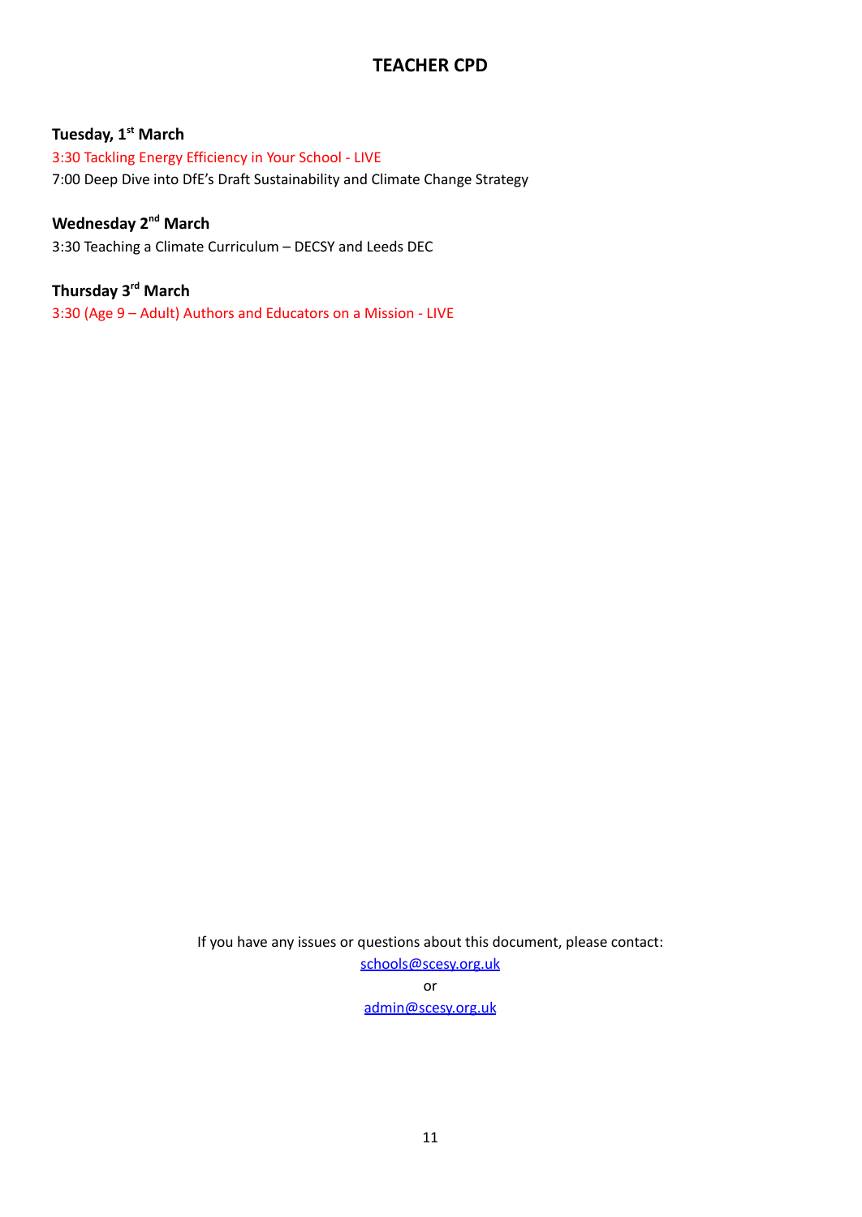# TEACHER CPD

**Tuesday, 1st March**

3:30 Tackling Energy Efficiency in Your School - LIVE

7:00 Deep Dive into DfE's Draft Sustainability and Climate Change Strategy

**Wednesday 2nd March**

3:30 Teaching a Climate Curriculum – DECSY and Leeds DEC

**Thursday 3rd March**

3:30 (Age 9 – Adult) Authors and Educators on a Mission - LIVE

If you have any issues or questions about this document, please contact:

schools@scesy.org.uk

or

admin@scesy.org.uk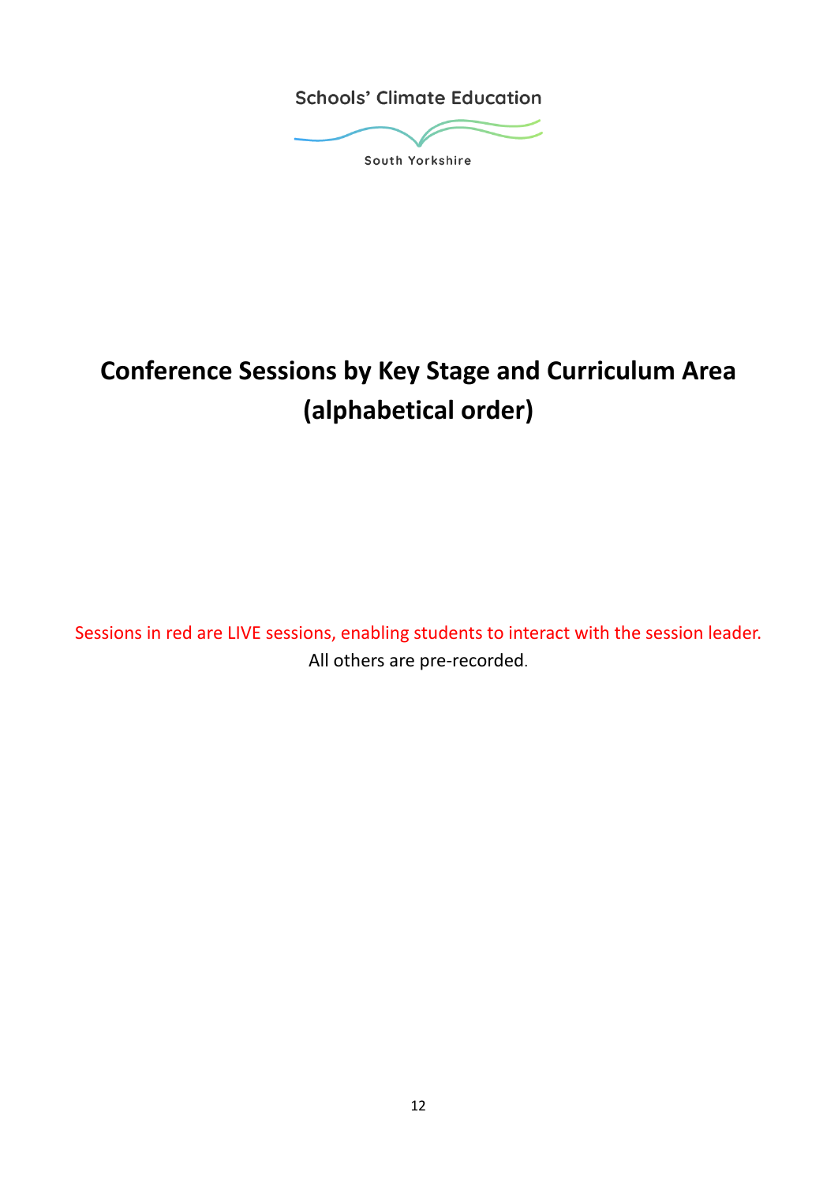Schools' Climate Education

South Yorkshire

# Conference Sessions by Key Stage and Curriculum Area (alphabetical order)

Sessions in red are LIVE sessions, enabling students to interact with the session leader.

All others are pre-recorded.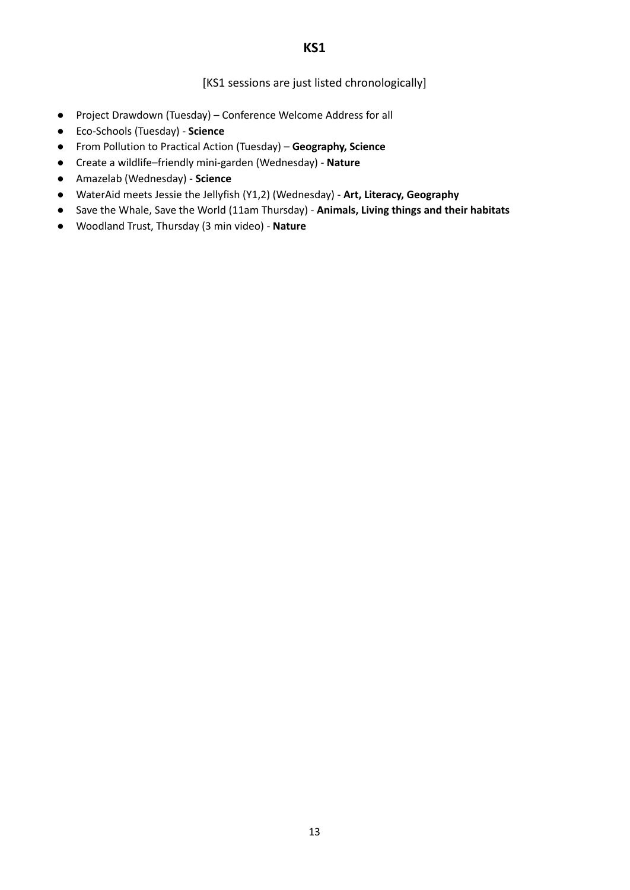# KS1

[KS1 sessions are just listed chronologically]

- Project Drawdown (Tuesday) – Conference Welcome Address for all
- Eco-Schools (Tuesday) - **Science**
- From Pollution to Practical Action (Tuesday) – **Geography, Science**
- Create a wildlife–friendly mini-garden (Wednesday) - **Nature**
- Amazelab (Wednesday) - **Science**
- WaterAid meets Jessie the Jellyfish (Y1,2) (Wednesday) - **Art, Literacy, Geography**
- Save the Whale, Save the World (11am Thursday) - **Animals, Living things and their habitats**
- Woodland Trust, Thursday (3 min video) - **Nature**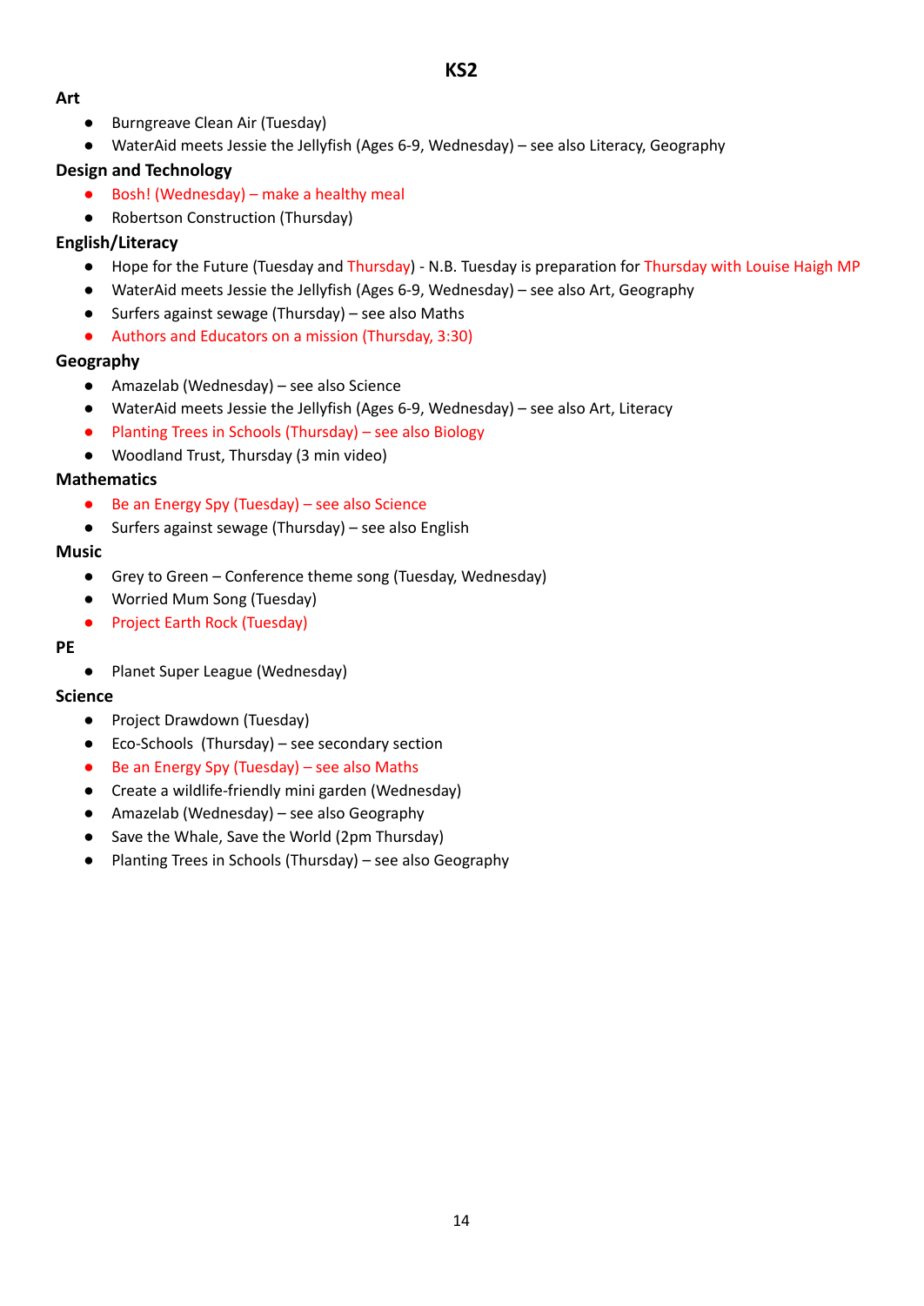# KS2

## Art

- Burngreave Clean Air (Tuesday)
- WaterAid meets Jessie the Jellyfish (Ages 6-9, Wednesday) – see also Literacy, Geography

## Design and Technology

- Bosh! (Wednesday) – make a healthy meal
- Robertson Construction (Thursday)

## English/Literacy

- Hope for the Future (Tuesday and Thursday) - N.B. Tuesday is preparation for Thursday with Louise Haigh MP
- WaterAid meets Jessie the Jellyfish (Ages 6-9, Wednesday) – see also Art, Geography
- Surfers against sewage (Thursday) – see also Maths
- Authors and Educators on a mission (Thursday, 3:30)

## Geography

- Amazelab (Wednesday) – see also Science
- WaterAid meets Jessie the Jellyfish (Ages 6-9, Wednesday) – see also Art, Literacy
- Planting Trees in Schools (Thursday) – see also Biology
- Woodland Trust, Thursday (3 min video)

## Mathematics

- Be an Energy Spy (Tuesday) – see also Science
- Surfers against sewage (Thursday) – see also English

## Music

- Grey to Green – Conference theme song (Tuesday, Wednesday)
- Worried Mum Song (Tuesday)
- Project Earth Rock (Tuesday)

## PE

- Planet Super League (Wednesday)

## Science

- Project Drawdown (Tuesday)
- Eco-Schools (Thursday) – see secondary section
- Be an Energy Spy (Tuesday) – see also Maths
- Create a wildlife-friendly mini garden (Wednesday)
- Amazelab (Wednesday) – see also Geography
- Save the Whale, Save the World (2pm Thursday)
- Planting Trees in Schools (Thursday) – see also Geography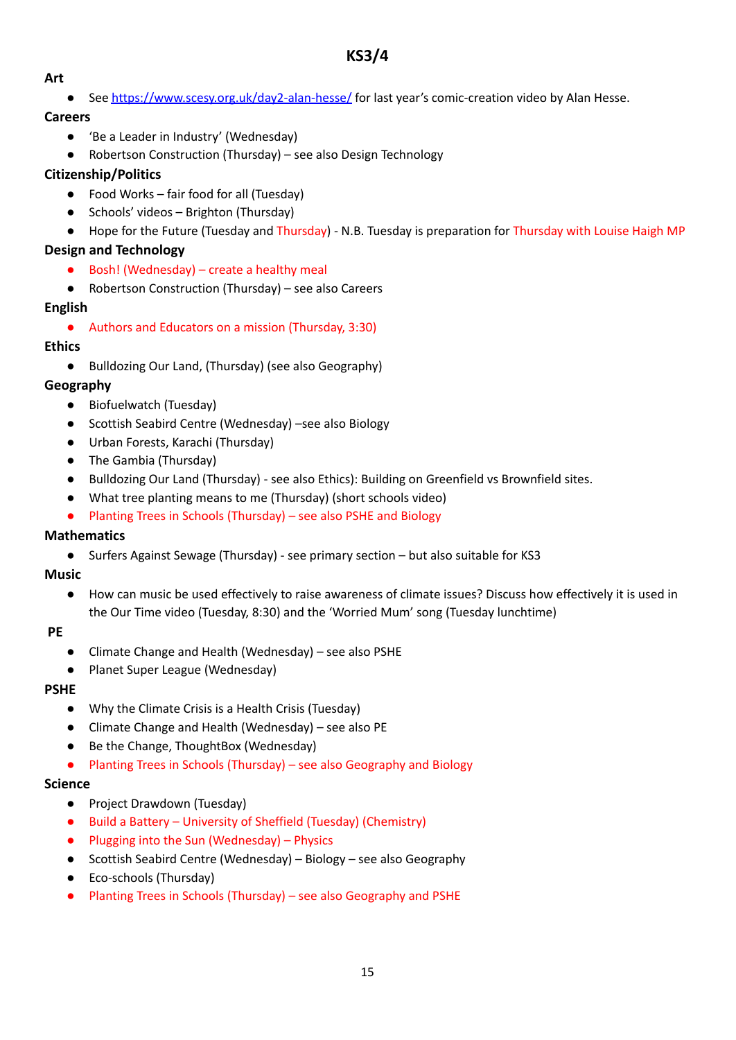# KS3/4

**Art**

- See https://www.scesy.org.uk/day2-alan-hesse/ for last year's comic-creation video by Alan Hesse.

**Careers**

- 'Be a Leader in Industry' (Wednesday)
- Robertson Construction (Thursday) – see also Design Technology

**Citizenship/Politics**

- Food Works – fair food for all (Tuesday)
- Schools' videos – Brighton (Thursday)
- Hope for the Future (Tuesday and Thursday) - N.B. Tuesday is preparation for Thursday with Louise Haigh MP

**Design and Technology**

- Bosh! (Wednesday) – create a healthy meal
- Robertson Construction (Thursday) – see also Careers

**English**

- Authors and Educators on a mission (Thursday, 3:30)

**Ethics**

- Bulldozing Our Land, (Thursday) (see also Geography)

**Geography**

- Biofuelwatch (Tuesday)
- Scottish Seabird Centre (Wednesday) –see also Biology
- Urban Forests, Karachi (Thursday)
- The Gambia (Thursday)
- Bulldozing Our Land (Thursday) - see also Ethics): Building on Greenfield vs Brownfield sites.
- What tree planting means to me (Thursday) (short schools video)
- Planting Trees in Schools (Thursday) – see also PSHE and Biology

**Mathematics**

- Surfers Against Sewage (Thursday) - see primary section – but also suitable for KS3

**Music**

- How can music be used effectively to raise awareness of climate issues? Discuss how effectively it is used in the Our Time video (Tuesday, 8:30) and the 'Worried Mum' song (Tuesday lunchtime)

**PE**

- Climate Change and Health (Wednesday) – see also PSHE
- Planet Super League (Wednesday)

**PSHE**

- Why the Climate Crisis is a Health Crisis (Tuesday)
- Climate Change and Health (Wednesday) – see also PE
- Be the Change, ThoughtBox (Wednesday)
- Planting Trees in Schools (Thursday) – see also Geography and Biology

**Science**

- Project Drawdown (Tuesday)
- Build a Battery – University of Sheffield (Tuesday) (Chemistry)
- Plugging into the Sun (Wednesday) – Physics
- Scottish Seabird Centre (Wednesday) – Biology – see also Geography
- Eco-schools (Thursday)
- Planting Trees in Schools (Thursday) – see also Geography and PSHE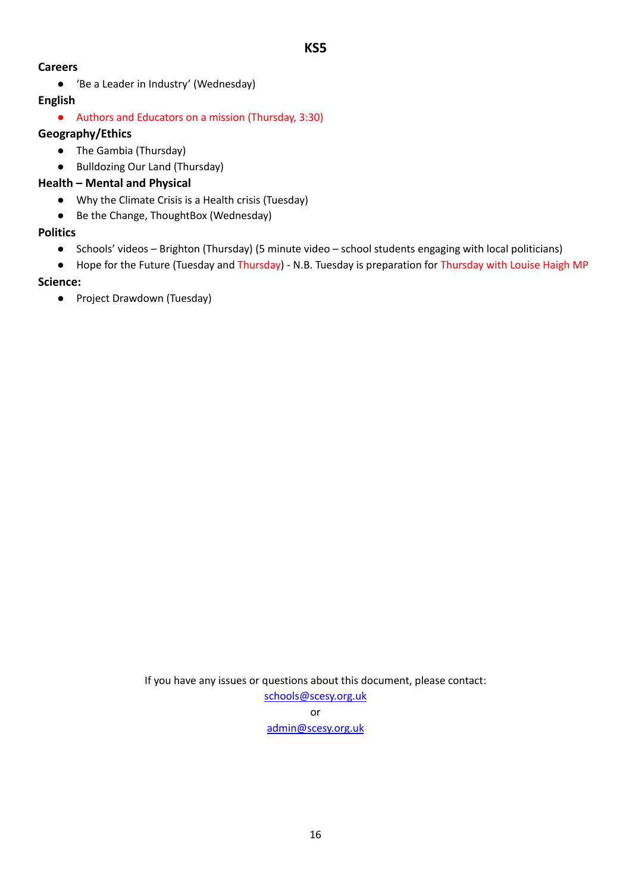## KS5

**Careers**

- 'Be a Leader in Industry' (Wednesday)

**English**

- Authors and Educators on a mission (Thursday, 3:30)

**Geography/Ethics**

- The Gambia (Thursday)
- Bulldozing Our Land (Thursday)

**Health – Mental and Physical**

- Why the Climate Crisis is a Health crisis (Tuesday)
- Be the Change, ThoughtBox (Wednesday)

**Politics**

- Schools' videos – Brighton (Thursday) (5 minute video – school students engaging with local politicians)
- Hope for the Future (Tuesday and Thursday) - N.B. Tuesday is preparation for Thursday with Louise Haigh MP

**Science:**

- Project Drawdown (Tuesday)

If you have any issues or questions about this document, please contact:

schools@scesy.org.uk

or

admin@scesy.org.uk